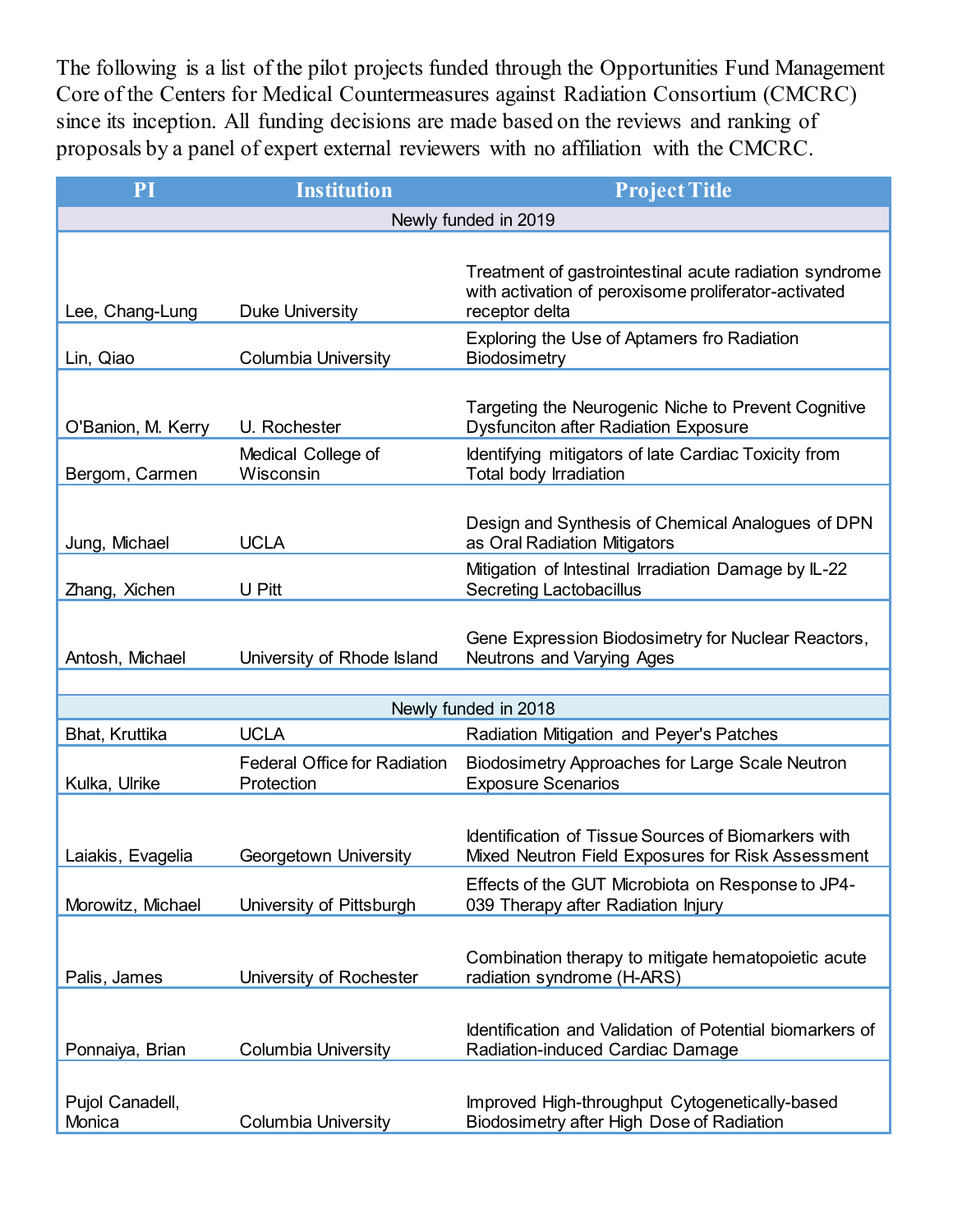The following is a list of the pilot projects funded through the Opportunities Fund Management Core of the Centers for Medical Countermeasures against Radiation Consortium (CMCRC) since its inception. All funding decisions are made based on the reviews and ranking of proposals by a panel of expert external reviewers with no affiliation with the CMCRC.

| PI | Institution | Project Title |
|---|---|---|
| Newly funded in 2019 | | |
| Lee, Chang-Lung | Duke University | Treatment of gastrointestinal acute radiation syndrome with activation of peroxisome proliferator-activated receptor delta |
| Lin, Qiao | Columbia University | Exploring the Use of Aptamers fro Radiation Biodosimetry |
| O'Banion, M. Kerry | U. Rochester | Targeting the Neurogenic Niche to Prevent Cognitive Dysfunciton after Radiation Exposure |
| Bergom, Carmen | Medical College of Wisconsin | Identifying mitigators of late Cardiac Toxicity from Total body Irradiation |
| Jung, Michael | UCLA | Design and Synthesis of Chemical Analogues of DPN as Oral Radiation Mitigators |
| Zhang, Xichen | U Pitt | Mitigation of Intestinal Irradiation Damage by IL-22 Secreting Lactobacillus |
| Antosh, Michael | University of Rhode Island | Gene Expression Biodosimetry for Nuclear Reactors, Neutrons and Varying Ages |
| | | |
| Newly funded in 2018 | | |
| Bhat, Kruttika | UCLA | Radiation Mitigation and Peyer's Patches |
| Kulka, Ulrike | Federal Office for Radiation Protection | Biodosimetry Approaches for Large Scale Neutron Exposure Scenarios |
| Laiakis, Evagelia | Georgetown University | Identification of Tissue Sources of Biomarkers with Mixed Neutron Field Exposures for Risk Assessment |
| Morowitz, Michael | University of Pittsburgh | Effects of the GUT Microbiota on Response to JP4-039 Therapy after Radiation Injury |
| Palis, James | University of Rochester | Combination therapy to mitigate hematopoietic acute radiation syndrome (H-ARS) |
| Ponnaiya, Brian | Columbia University | Identification and Validation of Potential biomarkers of Radiation-induced Cardiac Damage |
| Pujol Canadell, Monica | Columbia University | Improved High-throughput Cytogenetically-based Biodosimetry after High Dose of Radiation |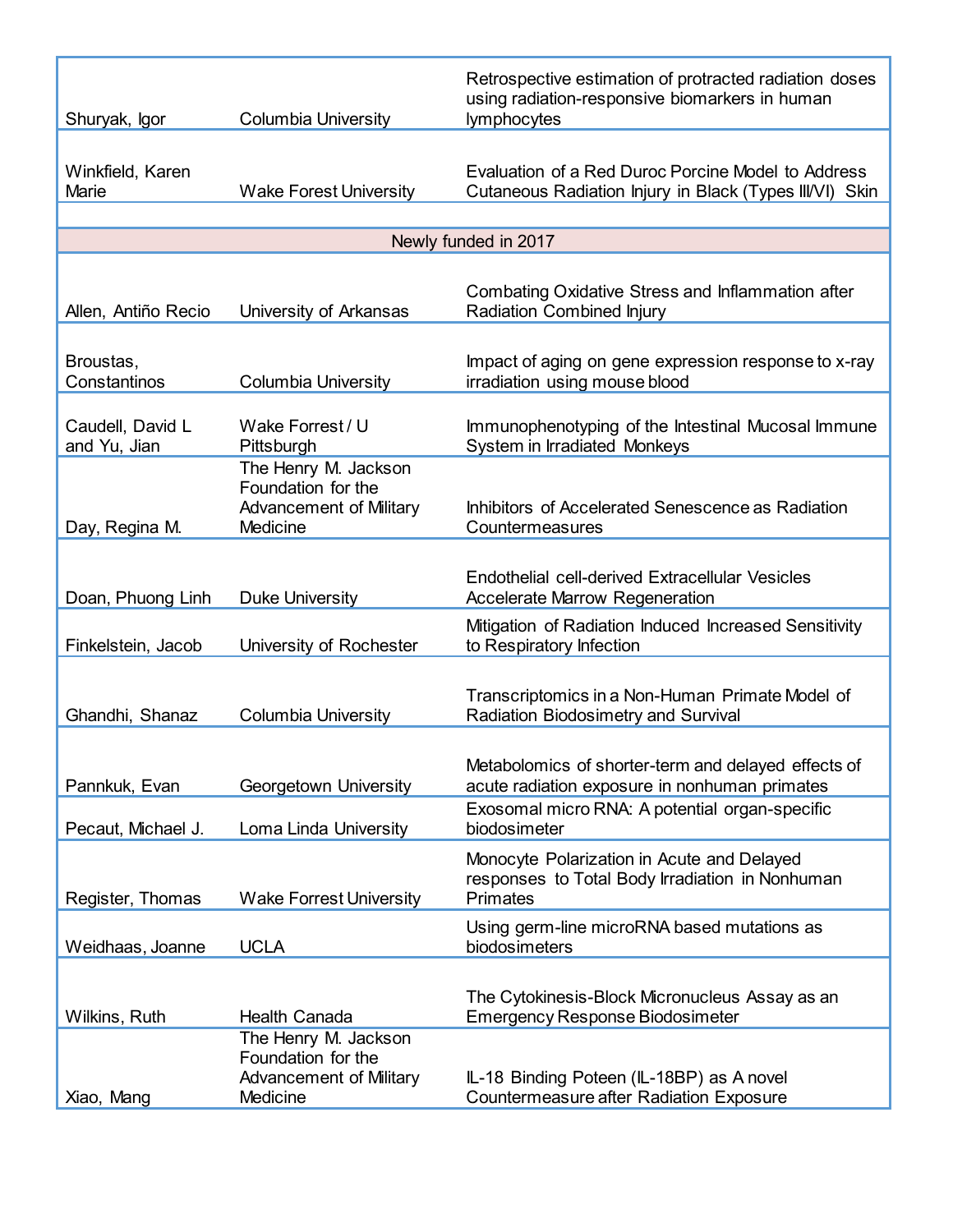| | | |
|---|---|---|
| Shuryak, Igor | Columbia University | Retrospective estimation of protracted radiation doses using radiation-responsive biomarkers in human lymphocytes |
| Winkfield, Karen Marie | Wake Forest University | Evaluation of a Red Duroc Porcine Model to Address Cutaneous Radiation Injury in Black (Types III/VI) Skin |
| | | |
| Newly funded in 2017 | | |
| Allen, Antiño Recio | University of Arkansas | Combating Oxidative Stress and Inflammation after Radiation Combined Injury |
| Broustas, Constantinos | Columbia University | Impact of aging on gene expression response to x-ray irradiation using mouse blood |
| Caudell, David L and Yu, Jian | Wake Forrest / U Pittsburgh | Immunophenotyping of the Intestinal Mucosal Immune System in Irradiated Monkeys |
| Day, Regina M. | The Henry M. Jackson Foundation for the Advancement of Military Medicine | Inhibitors of Accelerated Senescence as Radiation Countermeasures |
| Doan, Phuong Linh | Duke University | Endothelial cell-derived Extracellular Vesicles Accelerate Marrow Regeneration |
| Finkelstein, Jacob | University of Rochester | Mitigation of Radiation Induced Increased Sensitivity to Respiratory Infection |
| Ghandhi, Shanaz | Columbia University | Transcriptomics in a Non-Human Primate Model of Radiation Biodosimetry and Survival |
| Pannkuk, Evan | Georgetown University | Metabolomics of shorter-term and delayed effects of acute radiation exposure in nonhuman primates |
| Pecaut, Michael J. | Loma Linda University | Exosomal micro RNA: A potential organ-specific biodosimeter |
| Register, Thomas | Wake Forrest University | Monocyte Polarization in Acute and Delayed responses to Total Body Irradiation in Nonhuman Primates |
| Weidhaas, Joanne | UCLA | Using germ-line microRNA based mutations as biodosimeters |
| Wilkins, Ruth | Health Canada | The Cytokinesis-Block Micronucleus Assay as an Emergency Response Biodosimeter |
| Xiao, Mang | The Henry M. Jackson Foundation for the Advancement of Military Medicine | IL-18 Binding Poteen (IL-18BP) as A novel Countermeasure after Radiation Exposure |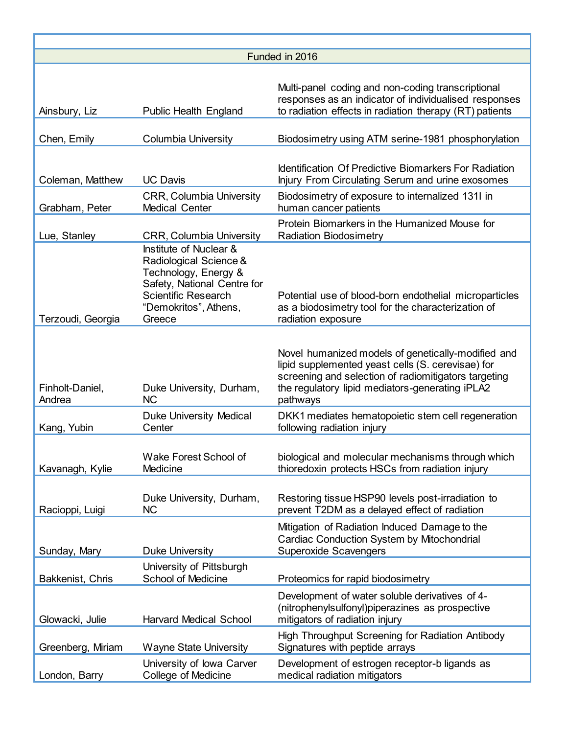| | | |
|---|---|---|
| Funded in 2016 | | |
| Ainsbury, Liz | Public Health England | Multi-panel coding and non-coding transcriptional responses as an indicator of individualised responses to radiation effects in radiation therapy (RT) patients |
| Chen, Emily | Columbia University | Biodosimetry using ATM serine-1981 phosphorylation |
| Coleman, Matthew | UC Davis | Identification Of Predictive Biomarkers For Radiation Injury From Circulating Serum and urine exosomes |
| Grabham, Peter | CRR, Columbia University Medical Center | Biodosimetry of exposure to internalized 131I in human cancer patients |
| Lue, Stanley | CRR, Columbia University | Protein Biomarkers in the Humanized Mouse for Radiation Biodosimetry |
| Terzoudi, Georgia | Institute of Nuclear & Radiological Science & Technology, Energy & Safety, National Centre for Scientific Research “Demokritos”, Athens, Greece | Potential use of blood-born endothelial microparticles as a biodosimetry tool for the characterization of radiation exposure |
| Finholt-Daniel, Andrea | Duke University, Durham, NC | Novel humanized models of genetically-modified and lipid supplemented yeast cells (S. cerevisae) for screening and selection of radiomitigators targeting the regulatory lipid mediators-generating iPLA2 pathways |
| Kang, Yubin | Duke University Medical Center | DKK1 mediates hematopoietic stem cell regeneration following radiation injury |
| Kavanagh, Kylie | Wake Forest School of Medicine | biological and molecular mechanisms through which thioredoxin protects HSCs from radiation injury |
| Racioppi, Luigi | Duke University, Durham, NC | Restoring tissue HSP90 levels post-irradiation to prevent T2DM as a delayed effect of radiation |
| Sunday, Mary | Duke University | Mitigation of Radiation Induced Damage to the Cardiac Conduction System by Mitochondrial Superoxide Scavengers |
| Bakkenist, Chris | University of Pittsburgh School of Medicine | Proteomics for rapid biodosimetry |
| Glowacki, Julie | Harvard Medical School | Development of water soluble derivatives of 4-(nitrophenylsulfonyl)piperazines as prospective mitigators of radiation injury |
| Greenberg, Miriam | Wayne State University | High Throughput Screening for Radiation Antibody Signatures with peptide arrays |
| London, Barry | University of Iowa Carver College of Medicine | Development of estrogen receptor-b ligands as medical radiation mitigators |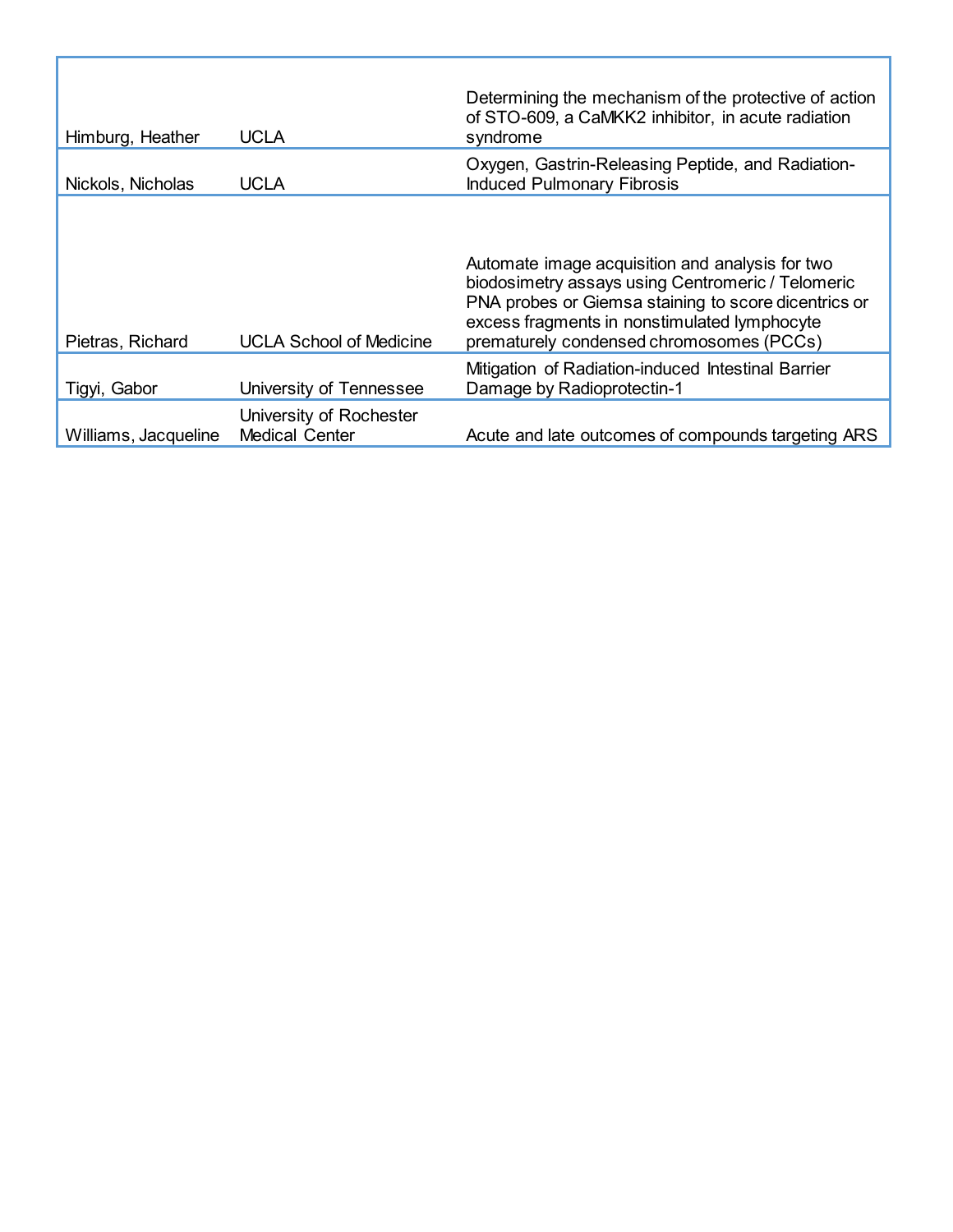| | | |
|---|---|---|
| Himburg, Heather | UCLA | Determining the mechanism of the protective of action of STO-609, a CaMKK2 inhibitor, in acute radiation syndrome |
| Nickols, Nicholas | UCLA | Oxygen, Gastrin-Releasing Peptide, and Radiation-Induced Pulmonary Fibrosis |
| Pietras, Richard | UCLA School of Medicine | Automate image acquisition and analysis for two biodosimetry assays using Centromeric / Telomeric PNA probes or Giemsa staining to score dicentrics or excess fragments in nonstimulated lymphocyte prematurely condensed chromosomes (PCCs) |
| Tigyi, Gabor | University of Tennessee | Mitigation of Radiation-induced Intestinal Barrier Damage by Radioprotectin-1 |
| Williams, Jacqueline | University of Rochester Medical Center | Acute and late outcomes of compounds targeting ARS |